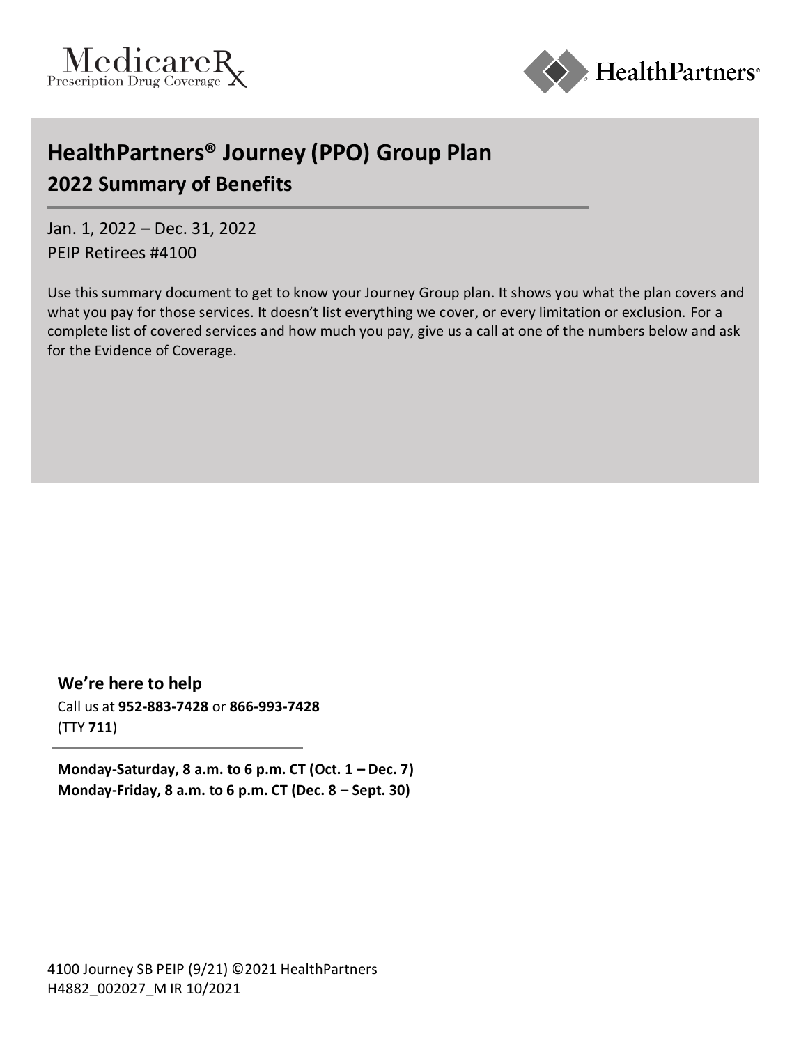MedicareRx Prescription Drug Coverage

HealthPartners®

# HealthPartners® Journey (PPO) Group Plan

## 2022 Summary of Benefits

Jan. 1, 2022 – Dec. 31, 2022
PEIP Retirees #4100

Use this summary document to get to know your Journey Group plan. It shows you what the plan covers and what you pay for those services. It doesn't list everything we cover, or every limitation or exclusion. For a complete list of covered services and how much you pay, give us a call at one of the numbers below and ask for the Evidence of Coverage.

### We're here to help

Call us at **952-883-7428** or **866-993-7428**
(TTY **711**)

**Monday-Saturday, 8 a.m. to 6 p.m. CT (Oct. 1 – Dec. 7)**
**Monday-Friday, 8 a.m. to 6 p.m. CT (Dec. 8 – Sept. 30)**

4100 Journey SB PEIP (9/21) ©2021 HealthPartners
H4882_002027_M IR 10/2021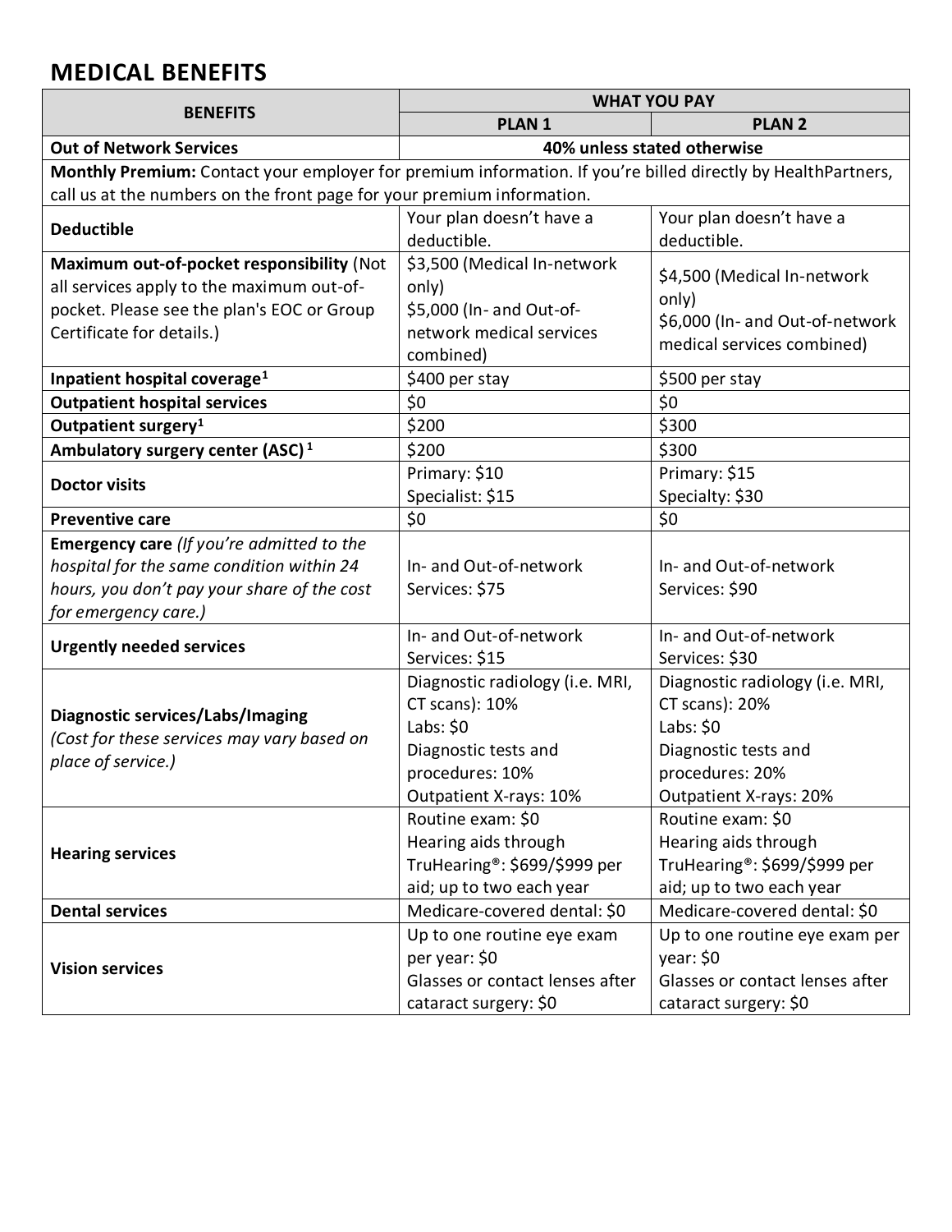## MEDICAL BENEFITS

| BENEFITS | WHAT YOU PAY | |
|---|---|---|
| | **PLAN 1** | **PLAN 2** |
| **Out of Network Services** | **40% unless stated otherwise** | |
| **Monthly Premium:** Contact your employer for premium information. If you're billed directly by HealthPartners, call us at the numbers on the front page for your premium information. | | |
| **Deductible** | Your plan doesn't have a deductible. | Your plan doesn't have a deductible. |
| **Maximum out-of-pocket responsibility** (Not all services apply to the maximum out-of-pocket. Please see the plan's EOC or Group Certificate for details.) | \$3,500 (Medical In-network only)<br>\$5,000 (In- and Out-of-network medical services combined) | \$4,500 (Medical In-network only)<br>\$6,000 (In- and Out-of-network medical services combined) |
| **Inpatient hospital coverage**[1] | \$400 per stay | \$500 per stay |
| **Outpatient hospital services** | \$0 | \$0 |
| **Outpatient surgery**[1] | \$200 | \$300 |
| **Ambulatory surgery center (ASC)**[1] | \$200 | \$300 |
| **Doctor visits** | Primary: \$10<br>Specialist: \$15 | Primary: \$15<br>Specialty: \$30 |
| **Preventive care** | \$0 | \$0 |
| **Emergency care** *(If you're admitted to the hospital for the same condition within 24 hours, you don't pay your share of the cost for emergency care.)* | In- and Out-of-network Services: \$75 | In- and Out-of-network Services: \$90 |
| **Urgently needed services** | In- and Out-of-network Services: \$15 | In- and Out-of-network Services: \$30 |
| **Diagnostic services/Labs/Imaging** *(Cost for these services may vary based on place of service.)* | Diagnostic radiology (i.e. MRI, CT scans): 10%<br>Labs: \$0<br>Diagnostic tests and procedures: 10%<br>Outpatient X-rays: 10% | Diagnostic radiology (i.e. MRI, CT scans): 20%<br>Labs: \$0<br>Diagnostic tests and procedures: 20%<br>Outpatient X-rays: 20% |
| **Hearing services** | Routine exam: \$0<br>Hearing aids through TruHearing®: \$699/\$999 per aid; up to two each year | Routine exam: \$0<br>Hearing aids through TruHearing®: \$699/\$999 per aid; up to two each year |
| **Dental services** | Medicare-covered dental: \$0 | Medicare-covered dental: \$0 |
| **Vision services** | Up to one routine eye exam per year: \$0<br>Glasses or contact lenses after cataract surgery: \$0 | Up to one routine eye exam per year: \$0<br>Glasses or contact lenses after cataract surgery: \$0 |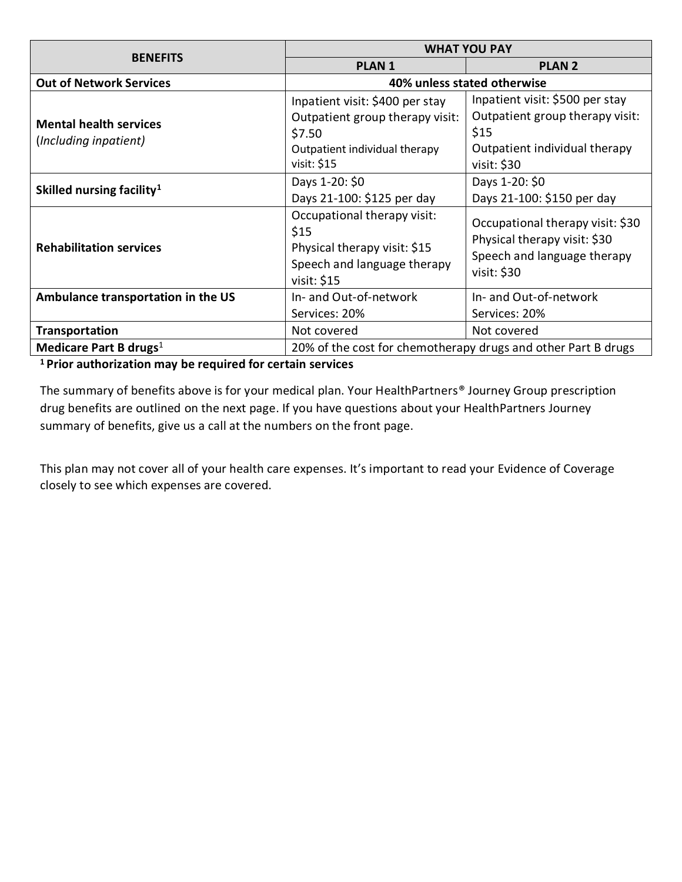| BENEFITS | WHAT YOU PAY | |
|---|---|---|
| | **PLAN 1** | **PLAN 2** |
| **Out of Network Services** | **40% unless stated otherwise** | |
| **Mental health services** (*Including inpatient*) | Inpatient visit: $400 per stay<br>Outpatient group therapy visit: $7.50<br>Outpatient individual therapy visit: $15 | Inpatient visit: $500 per stay<br>Outpatient group therapy visit: $15<br>Outpatient individual therapy visit: $30 |
| **Skilled nursing facility**[1] | Days 1-20: $0<br>Days 21-100: $125 per day | Days 1-20: $0<br>Days 21-100: $150 per day |
| **Rehabilitation services** | Occupational therapy visit: $15<br>Physical therapy visit: $15<br>Speech and language therapy visit: $15 | Occupational therapy visit: $30<br>Physical therapy visit: $30<br>Speech and language therapy visit: $30 |
| **Ambulance transportation in the US** | In- and Out-of-network Services: 20% | In- and Out-of-network Services: 20% |
| **Transportation** | Not covered | Not covered |
| **Medicare Part B drugs**[1] | 20% of the cost for chemotherapy drugs and other Part B drugs | |

**[1] Prior authorization may be required for certain services**

The summary of benefits above is for your medical plan. Your HealthPartners® Journey Group prescription drug benefits are outlined on the next page. If you have questions about your HealthPartners Journey summary of benefits, give us a call at the numbers on the front page.

This plan may not cover all of your health care expenses. It's important to read your Evidence of Coverage closely to see which expenses are covered.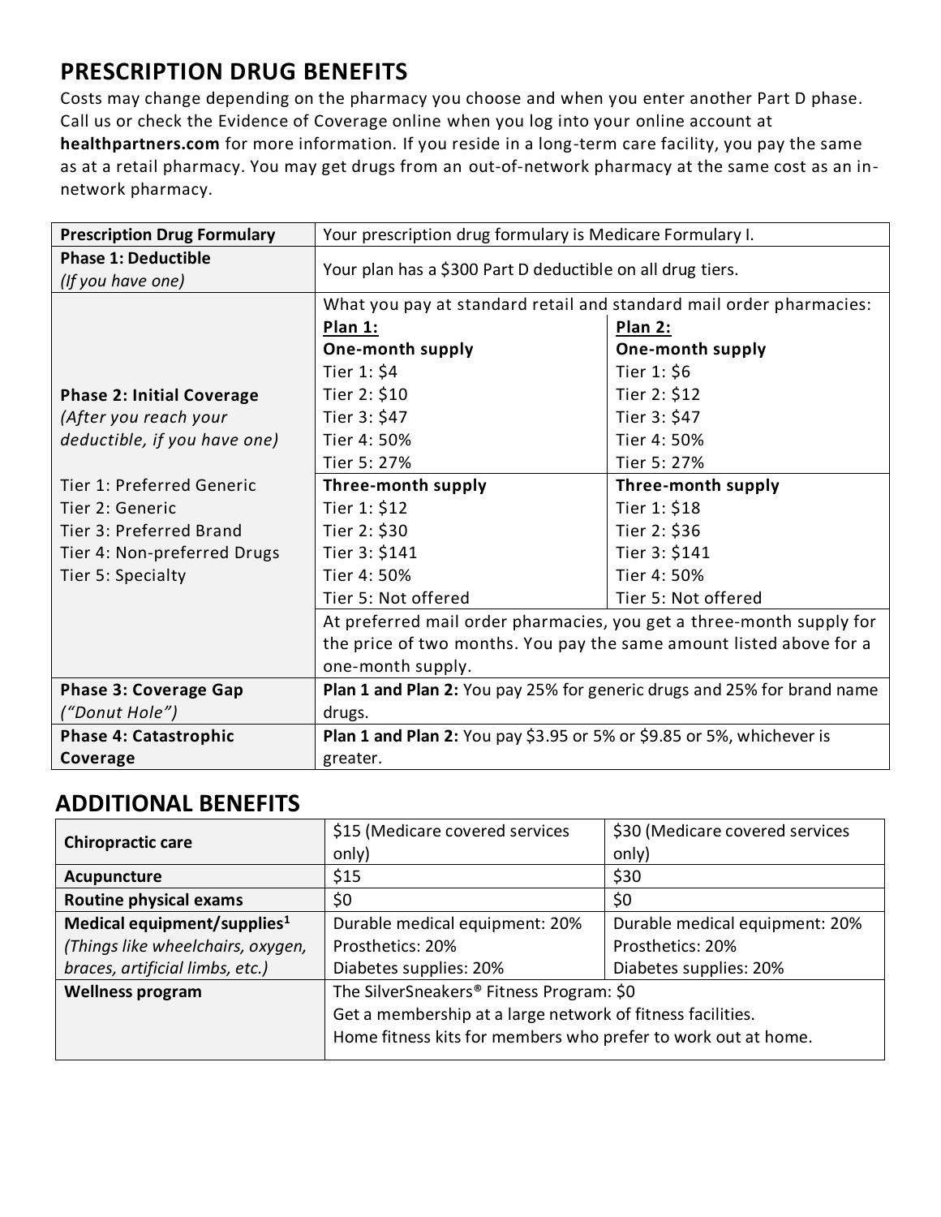## PRESCRIPTION DRUG BENEFITS

Costs may change depending on the pharmacy you choose and when you enter another Part D phase. Call us or check the Evidence of Coverage online when you log into your online account at **healthpartners.com** for more information. If you reside in a long-term care facility, you pay the same as at a retail pharmacy. You may get drugs from an out-of-network pharmacy at the same cost as an in-network pharmacy.

| **Prescription Drug Formulary** | Your prescription drug formulary is Medicare Formulary I. | |
|---|---|---|
| **Phase 1: Deductible** *(If you have one)* | Your plan has a $300 Part D deductible on all drug tiers. | |
| **Phase 2: Initial Coverage** *(After you reach your deductible, if you have one)*<br><br>Tier 1: Preferred Generic<br>Tier 2: Generic<br>Tier 3: Preferred Brand<br>Tier 4: Non-preferred Drugs<br>Tier 5: Specialty | What you pay at standard retail and standard mail order pharmacies: | |
| | **Plan 1:**<br>**One-month supply**<br>Tier 1: $4<br>Tier 2: $10<br>Tier 3: $47<br>Tier 4: 50%<br>Tier 5: 27% | **Plan 2:**<br>**One-month supply**<br>Tier 1: $6<br>Tier 2: $12<br>Tier 3: $47<br>Tier 4: 50%<br>Tier 5: 27% |
| | **Three-month supply**<br>Tier 1: $12<br>Tier 2: $30<br>Tier 3: $141<br>Tier 4: 50%<br>Tier 5: Not offered | **Three-month supply**<br>Tier 1: $18<br>Tier 2: $36<br>Tier 3: $141<br>Tier 4: 50%<br>Tier 5: Not offered |
| | At preferred mail order pharmacies, you get a three-month supply for the price of two months. You pay the same amount listed above for a one-month supply. | |
| **Phase 3: Coverage Gap** *("Donut Hole")* | **Plan 1 and Plan 2:** You pay 25% for generic drugs and 25% for brand name drugs. | |
| **Phase 4: Catastrophic Coverage** | **Plan 1 and Plan 2:** You pay $3.95 or 5% or $9.85 or 5%, whichever is greater. | |

## ADDITIONAL BENEFITS

| | | |
|---|---|---|
| **Chiropractic care** | $15 (Medicare covered services only) | $30 (Medicare covered services only) |
| **Acupuncture** | $15 | $30 |
| **Routine physical exams** | $0 | $0 |
| **Medical equipment/supplies[1]** *(Things like wheelchairs, oxygen, braces, artificial limbs, etc.)* | Durable medical equipment: 20%<br>Prosthetics: 20%<br>Diabetes supplies: 20% | Durable medical equipment: 20%<br>Prosthetics: 20%<br>Diabetes supplies: 20% |
| **Wellness program** | The SilverSneakers® Fitness Program: $0<br>Get a membership at a large network of fitness facilities.<br>Home fitness kits for members who prefer to work out at home. | |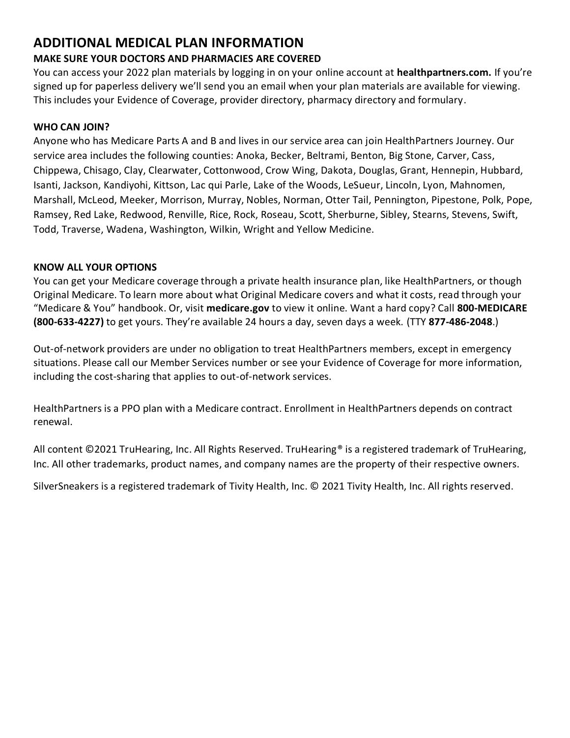# ADDITIONAL MEDICAL PLAN INFORMATION

**MAKE SURE YOUR DOCTORS AND PHARMACIES ARE COVERED**

You can access your 2022 plan materials by logging in on your online account at **healthpartners.com.** If you're signed up for paperless delivery we'll send you an email when your plan materials are available for viewing. This includes your Evidence of Coverage, provider directory, pharmacy directory and formulary.

**WHO CAN JOIN?**

Anyone who has Medicare Parts A and B and lives in our service area can join HealthPartners Journey. Our service area includes the following counties: Anoka, Becker, Beltrami, Benton, Big Stone, Carver, Cass, Chippewa, Chisago, Clay, Clearwater, Cottonwood, Crow Wing, Dakota, Douglas, Grant, Hennepin, Hubbard, Isanti, Jackson, Kandiyohi, Kittson, Lac qui Parle, Lake of the Woods, LeSueur, Lincoln, Lyon, Mahnomen, Marshall, McLeod, Meeker, Morrison, Murray, Nobles, Norman, Otter Tail, Pennington, Pipestone, Polk, Pope, Ramsey, Red Lake, Redwood, Renville, Rice, Rock, Roseau, Scott, Sherburne, Sibley, Stearns, Stevens, Swift, Todd, Traverse, Wadena, Washington, Wilkin, Wright and Yellow Medicine.

**KNOW ALL YOUR OPTIONS**

You can get your Medicare coverage through a private health insurance plan, like HealthPartners, or though Original Medicare. To learn more about what Original Medicare covers and what it costs, read through your "Medicare & You" handbook. Or, visit **medicare.gov** to view it online. Want a hard copy? Call **800-MEDICARE (800-633-4227)** to get yours. They're available 24 hours a day, seven days a week. (TTY **877-486-2048**.)

Out-of-network providers are under no obligation to treat HealthPartners members, except in emergency situations. Please call our Member Services number or see your Evidence of Coverage for more information, including the cost-sharing that applies to out-of-network services.

HealthPartners is a PPO plan with a Medicare contract. Enrollment in HealthPartners depends on contract renewal.

All content ©2021 TruHearing, Inc. All Rights Reserved. TruHearing® is a registered trademark of TruHearing, Inc. All other trademarks, product names, and company names are the property of their respective owners.

SilverSneakers is a registered trademark of Tivity Health, Inc. © 2021 Tivity Health, Inc. All rights reserved.